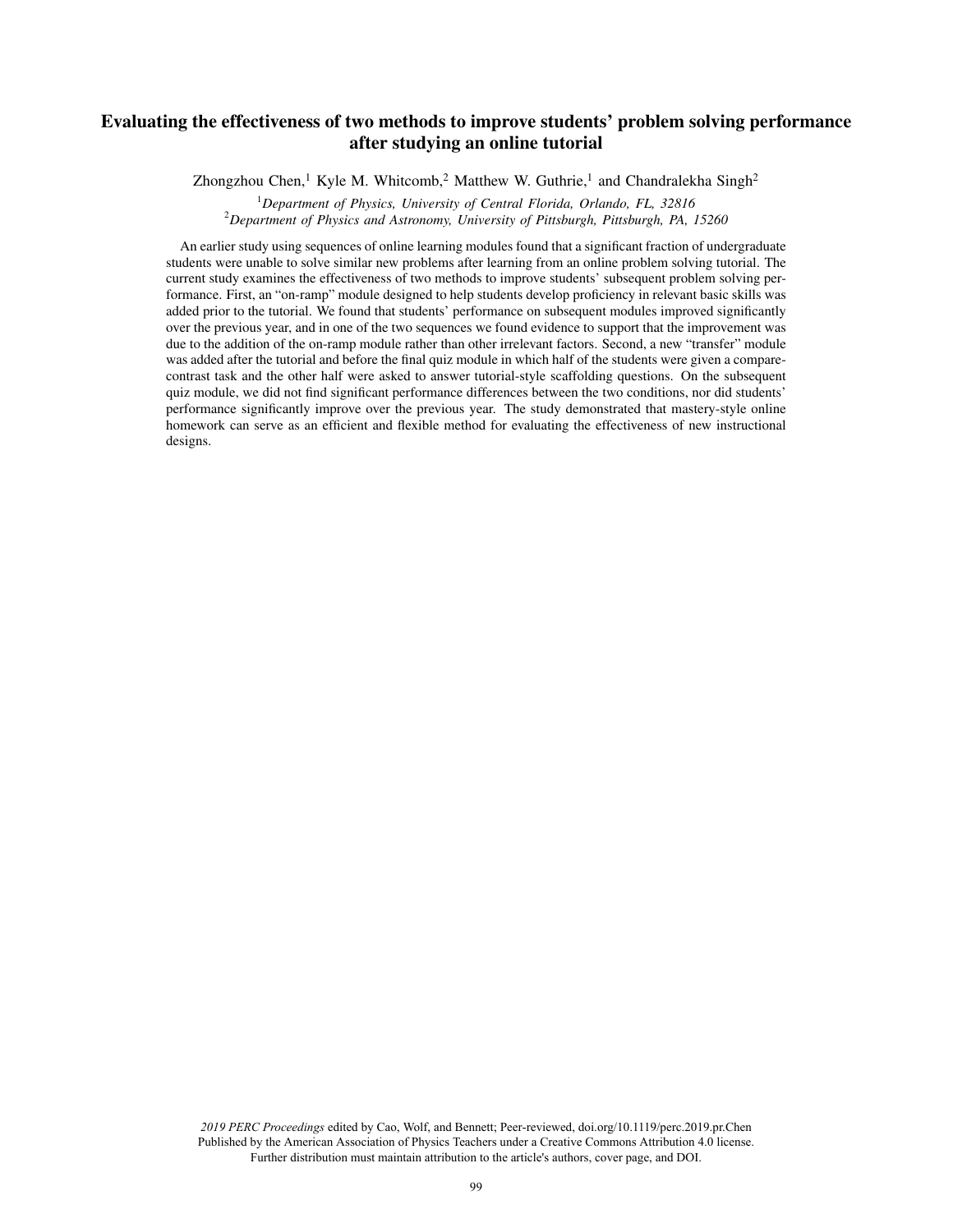# Evaluating the effectiveness of two methods to improve students' problem solving performance after studying an online tutorial

Zhongzhou Chen,[1] Kyle M. Whitcomb,[2] Matthew W. Guthrie,[1] and Chandralekha Singh[2]

[1]*Department of Physics, University of Central Florida, Orlando, FL, 32816*
[2]*Department of Physics and Astronomy, University of Pittsburgh, Pittsburgh, PA, 15260*

An earlier study using sequences of online learning modules found that a significant fraction of undergraduate students were unable to solve similar new problems after learning from an online problem solving tutorial. The current study examines the effectiveness of two methods to improve students' subsequent problem solving performance. First, an "on-ramp" module designed to help students develop proficiency in relevant basic skills was added prior to the tutorial. We found that students' performance on subsequent modules improved significantly over the previous year, and in one of the two sequences we found evidence to support that the improvement was due to the addition of the on-ramp module rather than other irrelevant factors. Second, a new "transfer" module was added after the tutorial and before the final quiz module in which half of the students were given a compare-contrast task and the other half were asked to answer tutorial-style scaffolding questions. On the subsequent quiz module, we did not find significant performance differences between the two conditions, nor did students' performance significantly improve over the previous year. The study demonstrated that mastery-style online homework can serve as an efficient and flexible method for evaluating the effectiveness of new instructional designs.

*2019 PERC Proceedings* edited by Cao, Wolf, and Bennett; Peer-reviewed, doi.org/10.1119/perc.2019.pr.Chen
Published by the American Association of Physics Teachers under a Creative Commons Attribution 4.0 license.
Further distribution must maintain attribution to the article's authors, cover page, and DOI.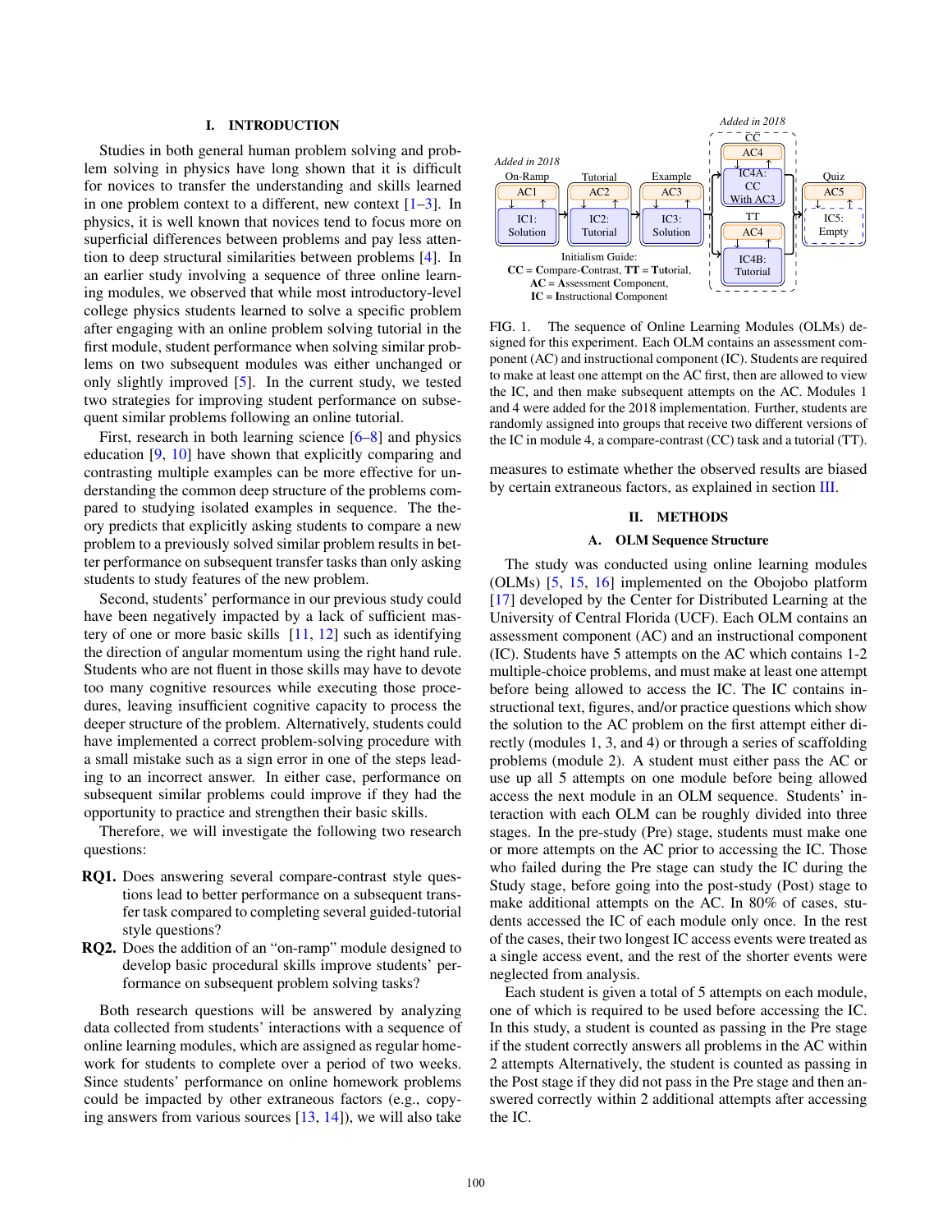## I. INTRODUCTION

Studies in both general human problem solving and problem solving in physics have long shown that it is difficult for novices to transfer the understanding and skills learned in one problem context to a different, new context [1–3]. In physics, it is well known that novices tend to focus more on superficial differences between problems and pay less attention to deep structural similarities between problems [4]. In an earlier study involving a sequence of three online learning modules, we observed that while most introductory-level college physics students learned to solve a specific problem after engaging with an online problem solving tutorial in the first module, student performance when solving similar problems on two subsequent modules was either unchanged or only slightly improved [5]. In the current study, we tested two strategies for improving student performance on subsequent similar problems following an online tutorial.

First, research in both learning science [6–8] and physics education [9, 10] have shown that explicitly comparing and contrasting multiple examples can be more effective for understanding the common deep structure of the problems compared to studying isolated examples in sequence. The theory predicts that explicitly asking students to compare a new problem to a previously solved similar problem results in better performance on subsequent transfer tasks than only asking students to study features of the new problem.

Second, students' performance in our previous study could have been negatively impacted by a lack of sufficient mastery of one or more basic skills [11, 12] such as identifying the direction of angular momentum using the right hand rule. Students who are not fluent in those skills may have to devote too many cognitive resources while executing those procedures, leaving insufficient cognitive capacity to process the deeper structure of the problem. Alternatively, students could have implemented a correct problem-solving procedure with a small mistake such as a sign error in one of the steps leading to an incorrect answer. In either case, performance on subsequent similar problems could improve if they had the opportunity to practice and strengthen their basic skills.

Therefore, we will investigate the following two research questions:

**RQ1.** Does answering several compare-contrast style questions lead to better performance on a subsequent transfer task compared to completing several guided-tutorial style questions?

**RQ2.** Does the addition of an "on-ramp" module designed to develop basic procedural skills improve students' performance on subsequent problem solving tasks?

Both research questions will be answered by analyzing data collected from students' interactions with a sequence of online learning modules, which are assigned as regular homework for students to complete over a period of two weeks. Since students' performance on online homework problems could be impacted by other extraneous factors (e.g., copying answers from various sources [13, 14]), we will also take measures to estimate whether the observed results are biased by certain extraneous factors, as explained in section III.

FIG. 1. The sequence of Online Learning Modules (OLMs) designed for this experiment. Each OLM contains an assessment component (AC) and instructional component (IC). Students are required to make at least one attempt on the AC first, then are allowed to view the IC, and then make subsequent attempts on the AC. Modules 1 and 4 were added for the 2018 implementation. Further, students are randomly assigned into groups that receive two different versions of the IC in module 4, a compare-contrast (CC) task and a tutorial (TT).

## II. METHODS

### A. OLM Sequence Structure

The study was conducted using online learning modules (OLMs) [5, 15, 16] implemented on the Obojobo platform [17] developed by the Center for Distributed Learning at the University of Central Florida (UCF). Each OLM contains an assessment component (AC) and an instructional component (IC). Students have 5 attempts on the AC which contains 1-2 multiple-choice problems, and must make at least one attempt before being allowed to access the IC. The IC contains instructional text, figures, and/or practice questions which show the solution to the AC problem on the first attempt either directly (modules 1, 3, and 4) or through a series of scaffolding problems (module 2). A student must either pass the AC or use up all 5 attempts on one module before being allowed access the next module in an OLM sequence. Students' interaction with each OLM can be roughly divided into three stages. In the pre-study (Pre) stage, students must make one or more attempts on the AC prior to accessing the IC. Those who failed during the Pre stage can study the IC during the Study stage, before going into the post-study (Post) stage to make additional attempts on the AC. In 80% of cases, students accessed the IC of each module only once. In the rest of the cases, their two longest IC access events were treated as a single access event, and the rest of the shorter events were neglected from analysis.

Each student is given a total of 5 attempts on each module, one of which is required to be used before accessing the IC. In this study, a student is counted as passing in the Pre stage if the student correctly answers all problems in the AC within 2 attempts. Alternatively, the student is counted as passing in the Post stage if they did not pass in the Pre stage and then answered correctly within 2 additional attempts after accessing the IC.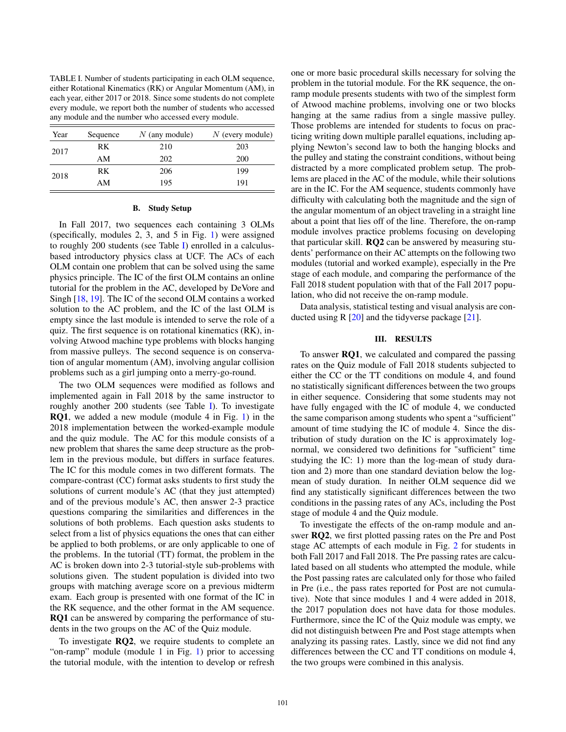TABLE I. Number of students participating in each OLM sequence, either Rotational Kinematics (RK) or Angular Momentum (AM), in each year, either 2017 or 2018. Since some students do not complete every module, we report both the number of students who accessed any module and the number who accessed every module.

| Year | Sequence | $N$ (any module) | $N$ (every module) |
|---|---|---|---|
| 2017 | RK | 210 | 203 |
| | AM | 202 | 200 |
| 2018 | RK | 206 | 199 |
| | AM | 195 | 191 |

### B. Study Setup

In Fall 2017, two sequences each containing 3 OLMs (specifically, modules 2, 3, and 5 in Fig. 1) were assigned to roughly 200 students (see Table I) enrolled in a calculus-based introductory physics class at UCF. The ACs of each OLM contain one problem that can be solved using the same physics principle. The IC of the first OLM contains an online tutorial for the problem in the AC, developed by DeVore and Singh [18, 19]. The IC of the second OLM contains a worked solution to the AC problem, and the IC of the last OLM is empty since the last module is intended to serve the role of a quiz. The first sequence is on rotational kinematics (RK), involving Atwood machine type problems with blocks hanging from massive pulleys. The second sequence is on conservation of angular momentum (AM), involving angular collision problems such as a girl jumping onto a merry-go-round.

The two OLM sequences were modified as follows and implemented again in Fall 2018 by the same instructor to roughly another 200 students (see Table I). To investigate **RQ1**, we added a new module (module 4 in Fig. 1) in the 2018 implementation between the worked-example module and the quiz module. The AC for this module consists of a new problem that shares the same deep structure as the problem in the previous module, but differs in surface features. The IC for this module comes in two different formats. The compare-contrast (CC) format asks students to first study the solutions of current module's AC (that they just attempted) and of the previous module's AC, then answer 2-3 practice questions comparing the similarities and differences in the solutions of both problems. Each question asks students to select from a list of physics equations the ones that can either be applied to both problems, or are only applicable to one of the problems. In the tutorial (TT) format, the problem in the AC is broken down into 2-3 tutorial-style sub-problems with solutions given. The student population is divided into two groups with matching average score on a previous midterm exam. Each group is presented with one format of the IC in the RK sequence, and the other format in the AM sequence. **RQ1** can be answered by comparing the performance of students in the two groups on the AC of the Quiz module.

To investigate **RQ2**, we require students to complete an "on-ramp" module (module 1 in Fig. 1) prior to accessing the tutorial module, with the intention to develop or refresh one or more basic procedural skills necessary for solving the problem in the tutorial module. For the RK sequence, the on-ramp module presents students with two of the simplest form of Atwood machine problems, involving one or two blocks hanging at the same radius from a single massive pulley. Those problems are intended for students to focus on practicing writing down multiple parallel equations, including applying Newton's second law to both the hanging blocks and the pulley and stating the constraint conditions, without being distracted by a more complicated problem setup. The problems are placed in the AC of the module, while their solutions are in the IC. For the AM sequence, students commonly have difficulty with calculating both the magnitude and the sign of the angular momentum of an object traveling in a straight line about a point that lies off of the line. Therefore, the on-ramp module involves practice problems focusing on developing that particular skill. **RQ2** can be answered by measuring students' performance on their AC attempts on the following two modules (tutorial and worked example), especially in the Pre stage of each module, and comparing the performance of the Fall 2018 student population with that of the Fall 2017 population, who did not receive the on-ramp module.

Data analysis, statistical testing and visual analysis are conducted using R [20] and the tidyverse package [21].

## III. RESULTS

To answer **RQ1**, we calculated and compared the passing rates on the Quiz module of Fall 2018 students subjected to either the CC or the TT conditions on module 4, and found no statistically significant differences between the two groups in either sequence. Considering that some students may not have fully engaged with the IC of module 4, we conducted the same comparison among students who spent a "sufficient" amount of time studying the IC of module 4. Since the distribution of study duration on the IC is approximately log-normal, we considered two definitions for "sufficient" time studying the IC: 1) more than the log-mean of study duration and 2) more than one standard deviation below the log-mean of study duration. In neither OLM sequence did we find any statistically significant differences between the two conditions in the passing rates of any ACs, including the Post stage of module 4 and the Quiz module.

To investigate the effects of the on-ramp module and answer **RQ2**, we first plotted passing rates on the Pre and Post stage AC attempts of each module in Fig. 2 for students in both Fall 2017 and Fall 2018. The Pre passing rates are calculated based on all students who attempted the module, while the Post passing rates are calculated only for those who failed in Pre (i.e., the pass rates reported for Post are not cumulative). Note that since modules 1 and 4 were added in 2018, the 2017 population does not have data for those modules. Furthermore, since the IC of the Quiz module was empty, we did not distinguish between Pre and Post stage attempts when analyzing its passing rates. Lastly, since we did not find any differences between the CC and TT conditions on module 4, the two groups were combined in this analysis.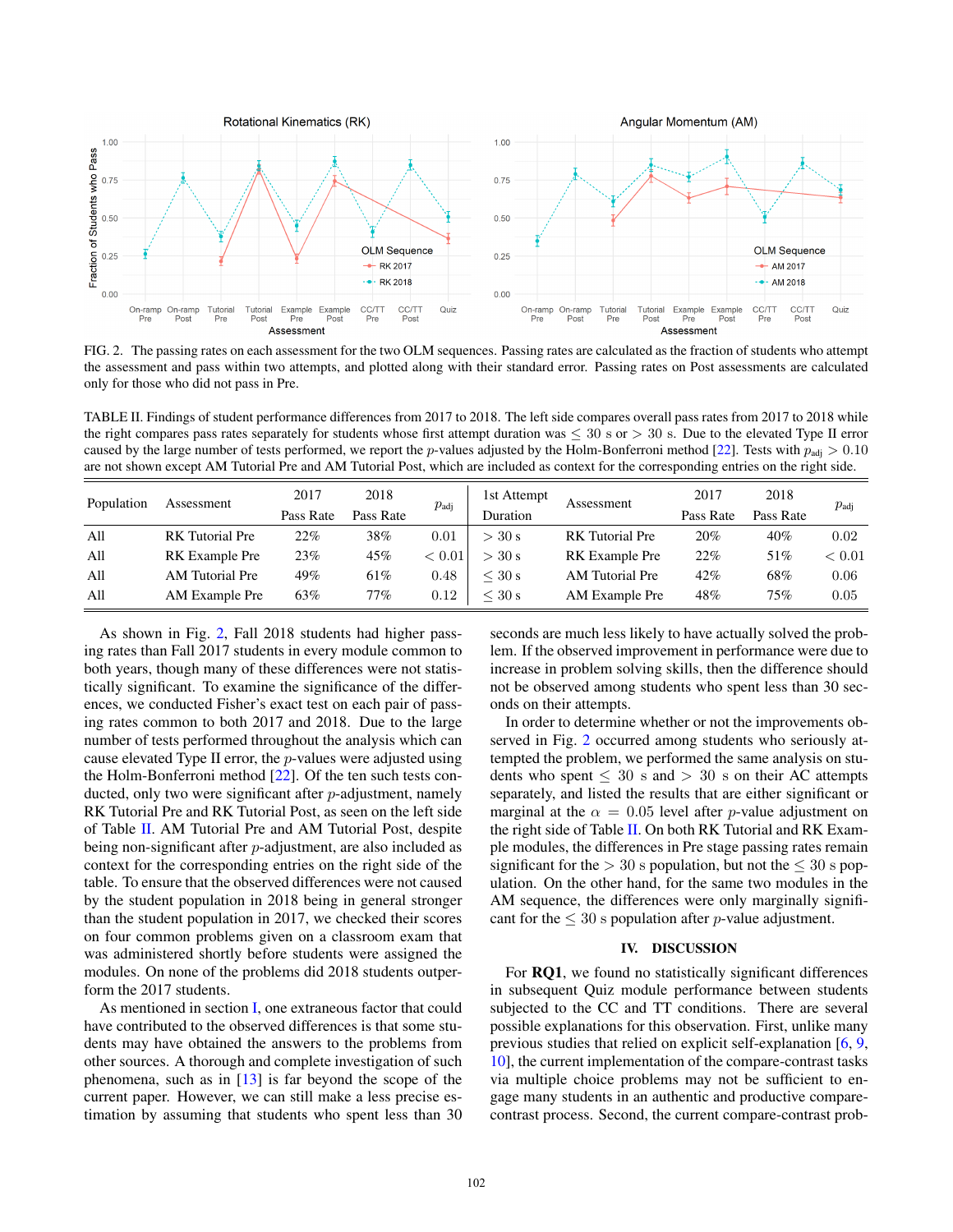FIG. 2. The passing rates on each assessment for the two OLM sequences. Passing rates are calculated as the fraction of students who attempt the assessment and pass within two attempts, and plotted along with their standard error. Passing rates on Post assessments are calculated only for those who did not pass in Pre.

TABLE II. Findings of student performance differences from 2017 to 2018. The left side compares overall pass rates from 2017 to 2018 while the right compares pass rates separately for students whose first attempt duration was $\leq 30$ s or $> 30$ s. Due to the elevated Type II error caused by the large number of tests performed, we report the $p$-values adjusted by the Holm-Bonferroni method [22]. Tests with $p_{\text{adj}} > 0.10$ are not shown except AM Tutorial Pre and AM Tutorial Post, which are included as context for the corresponding entries on the right side.

| Population | Assessment | 2017 Pass Rate | 2018 Pass Rate | $p_{\text{adj}}$ | 1st Attempt Duration | Assessment | 2017 Pass Rate | 2018 Pass Rate | $p_{\text{adj}}$ |
|---|---|---|---|---|---|---|---|---|---|
| All | RK Tutorial Pre | 22% | 38% | 0.01 | $> 30$ s | RK Tutorial Pre | 20% | 40% | 0.02 |
| All | RK Example Pre | 23% | 45% | $< 0.01$ | $> 30$ s | RK Example Pre | 22% | 51% | $< 0.01$ |
| All | AM Tutorial Pre | 49% | 61% | 0.48 | $\leq 30$ s | AM Tutorial Pre | 42% | 68% | 0.06 |
| All | AM Example Pre | 63% | 77% | 0.12 | $\leq 30$ s | AM Example Pre | 48% | 75% | 0.05 |

As shown in Fig. 2, Fall 2018 students had higher passing rates than Fall 2017 students in every module common to both years, though many of these differences were not statistically significant. To examine the significance of the differences, we conducted Fisher's exact test on each pair of passing rates common to both 2017 and 2018. Due to the large number of tests performed throughout the analysis which can cause elevated Type II error, the $p$-values were adjusted using the Holm-Bonferroni method [22]. Of the ten such tests conducted, only two were significant after $p$-adjustment, namely RK Tutorial Pre and RK Tutorial Post, as seen on the left side of Table II. AM Tutorial Pre and AM Tutorial Post, despite being non-significant after $p$-adjustment, are also included as context for the corresponding entries on the right side of the table. To ensure that the observed differences were not caused by the student population in 2018 being in general stronger than the student population in 2017, we checked their scores on four common problems given on a classroom exam that was administered shortly before students were assigned the modules. On none of the problems did 2018 students outperform the 2017 students.

As mentioned in section I, one extraneous factor that could have contributed to the observed differences is that some students may have obtained the answers to the problems from other sources. A thorough and complete investigation of such phenomena, such as in [13] is far beyond the scope of the current paper. However, we can still make a less precise estimation by assuming that students who spent less than 30 seconds are much less likely to have actually solved the problem. If the observed improvement in performance were due to increase in problem solving skills, then the difference should not be observed among students who spent less than 30 seconds on their attempts.

In order to determine whether or not the improvements observed in Fig. 2 occurred among students who seriously attempted the problem, we performed the same analysis on students who spent $\leq 30$ s and $> 30$ s on their AC attempts separately, and listed the results that are either significant or marginal at the $\alpha = 0.05$ level after $p$-value adjustment on the right side of Table II. On both RK Tutorial and RK Example modules, the differences in Pre stage passing rates remain significant for the $> 30$ s population, but not the $\leq 30$ s population. On the other hand, for the same two modules in the AM sequence, the differences were only marginally significant for the $\leq 30$ s population after $p$-value adjustment.

## IV. DISCUSSION

For **RQ1**, we found no statistically significant differences in subsequent Quiz module performance between students subjected to the CC and TT conditions. There are several possible explanations for this observation. First, unlike many previous studies that relied on explicit self-explanation [6, 9, 10], the current implementation of the compare-contrast tasks via multiple choice problems may not be sufficient to engage many students in an authentic and productive compare-contrast process. Second, the current compare-contrast prob-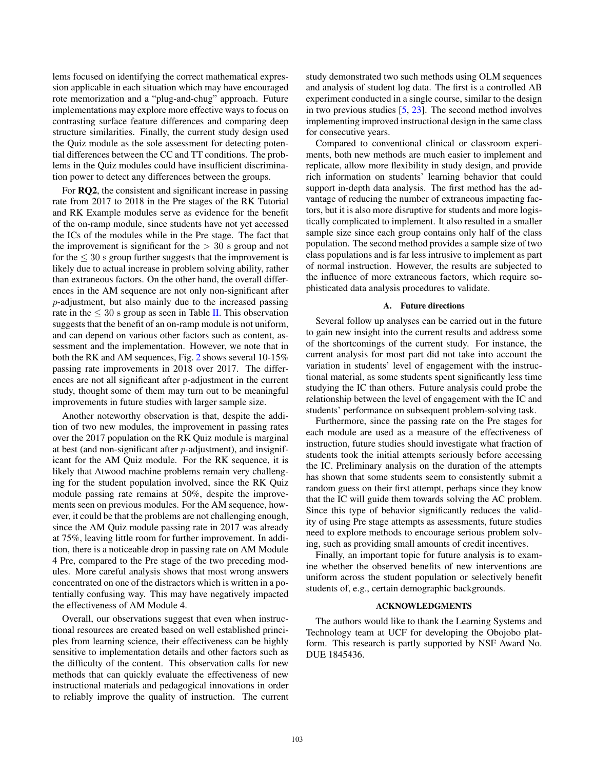lems focused on identifying the correct mathematical expression applicable in each situation which may have encouraged rote memorization and a "plug-and-chug" approach. Future implementations may explore more effective ways to focus on contrasting surface feature differences and comparing deep structure similarities. Finally, the current study design used the Quiz module as the sole assessment for detecting potential differences between the CC and TT conditions. The problems in the Quiz modules could have insufficient discrimination power to detect any differences between the groups.

For **RQ2**, the consistent and significant increase in passing rate from 2017 to 2018 in the Pre stages of the RK Tutorial and RK Example modules serve as evidence for the benefit of the on-ramp module, since students have not yet accessed the ICs of the modules while in the Pre stage. The fact that the improvement is significant for the $> 30$ s group and not for the $\leq 30$ s group further suggests that the improvement is likely due to actual increase in problem solving ability, rather than extraneous factors. On the other hand, the overall differences in the AM sequence are not only non-significant after $p$-adjustment, but also mainly due to the increased passing rate in the $\leq 30$ s group as seen in Table II. This observation suggests that the benefit of an on-ramp module is not uniform, and can depend on various other factors such as content, assessment and the implementation. However, we note that in both the RK and AM sequences, Fig. 2 shows several 10-15% passing rate improvements in 2018 over 2017. The differences are not all significant after p-adjustment in the current study, thought some of them may turn out to be meaningful improvements in future studies with larger sample size.

Another noteworthy observation is that, despite the addition of two new modules, the improvement in passing rates over the 2017 population on the RK Quiz module is marginal at best (and non-significant after $p$-adjustment), and insignificant for the AM Quiz module. For the RK sequence, it is likely that Atwood machine problems remain very challenging for the student population involved, since the RK Quiz module passing rate remains at 50%, despite the improvements seen on previous modules. For the AM sequence, however, it could be that the problems are not challenging enough, since the AM Quiz module passing rate in 2017 was already at 75%, leaving little room for further improvement. In addition, there is a noticeable drop in passing rate on AM Module 4 Pre, compared to the Pre stage of the two preceding modules. More careful analysis shows that most wrong answers concentrated on one of the distractors which is written in a potentially confusing way. This may have negatively impacted the effectiveness of AM Module 4.

Overall, our observations suggest that even when instructional resources are created based on well established principles from learning science, their effectiveness can be highly sensitive to implementation details and other factors such as the difficulty of the content. This observation calls for new methods that can quickly evaluate the effectiveness of new instructional materials and pedagogical innovations in order to reliably improve the quality of instruction. The current study demonstrated two such methods using OLM sequences and analysis of student log data. The first is a controlled AB experiment conducted in a single course, similar to the design in two previous studies [5, 23]. The second method involves implementing improved instructional design in the same class for consecutive years.

Compared to conventional clinical or classroom experiments, both new methods are much easier to implement and replicate, allow more flexibility in study design, and provide rich information on students' learning behavior that could support in-depth data analysis. The first method has the advantage of reducing the number of extraneous impacting factors, but it is also more disruptive for students and more logistically complicated to implement. It also resulted in a smaller sample size since each group contains only half of the class population. The second method provides a sample size of two class populations and is far less intrusive to implement as part of normal instruction. However, the results are subjected to the influence of more extraneous factors, which require sophisticated data analysis procedures to validate.

### A. Future directions

Several follow up analyses can be carried out in the future to gain new insight into the current results and address some of the shortcomings of the current study. For instance, the current analysis for most part did not take into account the variation in students' level of engagement with the instructional material, as some students spent significantly less time studying the IC than others. Future analysis could probe the relationship between the level of engagement with the IC and students' performance on subsequent problem-solving task.

Furthermore, since the passing rate on the Pre stages for each module are used as a measure of the effectiveness of instruction, future studies should investigate what fraction of students took the initial attempts seriously before accessing the IC. Preliminary analysis on the duration of the attempts has shown that some students seem to consistently submit a random guess on their first attempt, perhaps since they know that the IC will guide them towards solving the AC problem. Since this type of behavior significantly reduces the validity of using Pre stage attempts as assessments, future studies need to explore methods to encourage serious problem solving, such as providing small amounts of credit incentives.

Finally, an important topic for future analysis is to examine whether the observed benefits of new interventions are uniform across the student population or selectively benefit students of, e.g., certain demographic backgrounds.

## ACKNOWLEDGMENTS

The authors would like to thank the Learning Systems and Technology team at UCF for developing the Obojobo platform. This research is partly supported by NSF Award No. DUE 1845436.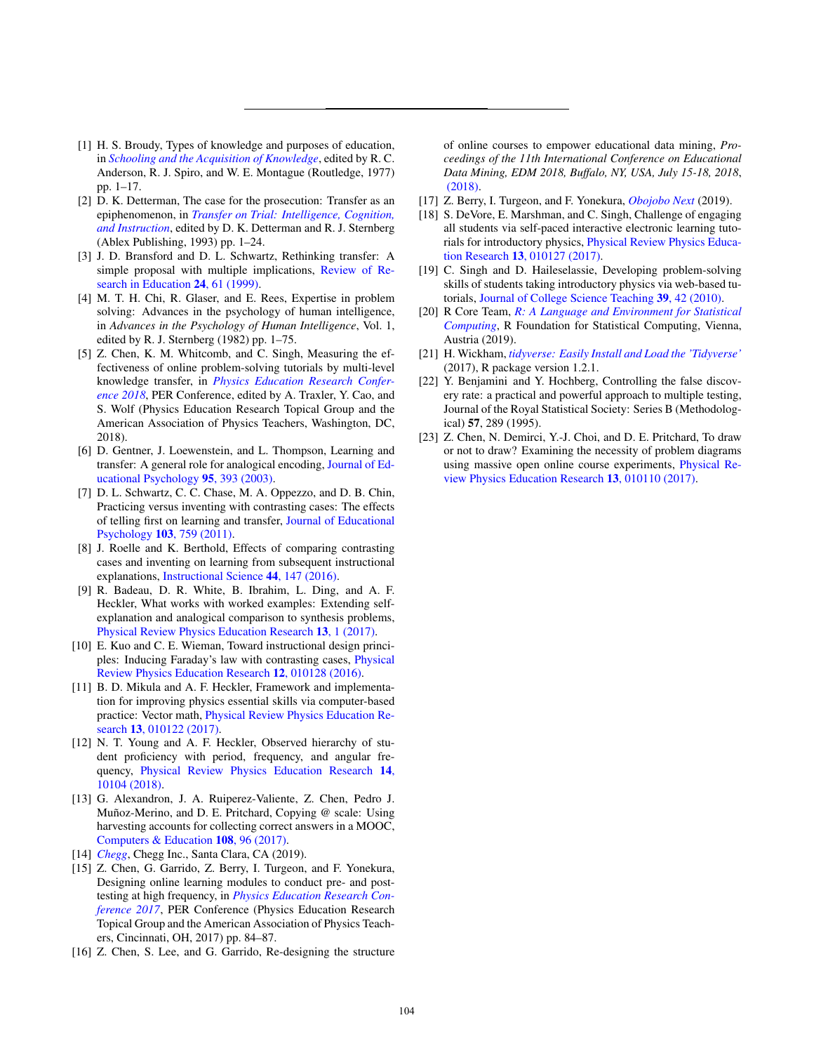[1] H. S. Broudy, Types of knowledge and purposes of education, in *Schooling and the Acquisition of Knowledge*, edited by R. C. Anderson, R. J. Spiro, and W. E. Montague (Routledge, 1977) pp. 1–17.

[2] D. K. Detterman, The case for the prosecution: Transfer as an epiphenomenon, in *Transfer on Trial: Intelligence, Cognition, and Instruction*, edited by D. K. Detterman and R. J. Sternberg (Ablex Publishing, 1993) pp. 1–24.

[3] J. D. Bransford and D. L. Schwartz, Rethinking transfer: A simple proposal with multiple implications, Review of Research in Education **24**, 61 (1999).

[4] M. T. H. Chi, R. Glaser, and E. Rees, Expertise in problem solving: Advances in the psychology of human intelligence, in *Advances in the Psychology of Human Intelligence*, Vol. 1, edited by R. J. Sternberg (1982) pp. 1–75.

[5] Z. Chen, K. M. Whitcomb, and C. Singh, Measuring the effectiveness of online problem-solving tutorials by multi-level knowledge transfer, in *Physics Education Research Conference 2018*, PER Conference, edited by A. Traxler, Y. Cao, and S. Wolf (Physics Education Research Topical Group and the American Association of Physics Teachers, Washington, DC, 2018).

[6] D. Gentner, J. Loewenstein, and L. Thompson, Learning and transfer: A general role for analogical encoding, Journal of Educational Psychology **95**, 393 (2003).

[7] D. L. Schwartz, C. C. Chase, M. A. Oppezzo, and D. B. Chin, Practicing versus inventing with contrasting cases: The effects of telling first on learning and transfer, Journal of Educational Psychology **103**, 759 (2011).

[8] J. Roelle and K. Berthold, Effects of comparing contrasting cases and inventing on learning from subsequent instructional explanations, Instructional Science **44**, 147 (2016).

[9] R. Badeau, D. R. White, B. Ibrahim, L. Ding, and A. F. Heckler, What works with worked examples: Extending self-explanation and analogical comparison to synthesis problems, Physical Review Physics Education Research **13**, 1 (2017).

[10] E. Kuo and C. E. Wieman, Toward instructional design principles: Inducing Faraday's law with contrasting cases, Physical Review Physics Education Research **12**, 010128 (2016).

[11] B. D. Mikula and A. F. Heckler, Framework and implementation for improving physics essential skills via computer-based practice: Vector math, Physical Review Physics Education Research **13**, 010122 (2017).

[12] N. T. Young and A. F. Heckler, Observed hierarchy of student proficiency with period, frequency, and angular frequency, Physical Review Physics Education Research **14**, 10104 (2018).

[13] G. Alexandron, J. A. Ruiperez-Valiente, Z. Chen, Pedro J. Muñoz-Merino, and D. E. Pritchard, Copying @ scale: Using harvesting accounts for collecting correct answers in a MOOC, Computers & Education **108**, 96 (2017).

[14] *Chegg*, Chegg Inc., Santa Clara, CA (2019).

[15] Z. Chen, G. Garrido, Z. Berry, I. Turgeon, and F. Yonekura, Designing online learning modules to conduct pre- and post-testing at high frequency, in *Physics Education Research Conference 2017*, PER Conference (Physics Education Research Topical Group and the American Association of Physics Teachers, Cincinnati, OH, 2017) pp. 84–87.

[16] Z. Chen, S. Lee, and G. Garrido, Re-designing the structure of online courses to empower educational data mining, *Proceedings of the 11th International Conference on Educational Data Mining, EDM 2018, Buffalo, NY, USA, July 15-18, 2018*, (2018).

[17] Z. Berry, I. Turgeon, and F. Yonekura, *Obojobo Next* (2019).

[18] S. DeVore, E. Marshman, and C. Singh, Challenge of engaging all students via self-paced interactive electronic learning tutorials for introductory physics, Physical Review Physics Education Research **13**, 010127 (2017).

[19] C. Singh and D. Haileselassie, Developing problem-solving skills of students taking introductory physics via web-based tutorials, Journal of College Science Teaching **39**, 42 (2010).

[20] R Core Team, *R: A Language and Environment for Statistical Computing*, R Foundation for Statistical Computing, Vienna, Austria (2019).

[21] H. Wickham, *tidyverse: Easily Install and Load the 'Tidyverse'* (2017), R package version 1.2.1.

[22] Y. Benjamini and Y. Hochberg, Controlling the false discovery rate: a practical and powerful approach to multiple testing, Journal of the Royal Statistical Society: Series B (Methodological) **57**, 289 (1995).

[23] Z. Chen, N. Demirci, Y.-J. Choi, and D. E. Pritchard, To draw or not to draw? Examining the necessity of problem diagrams using massive open online course experiments, Physical Review Physics Education Research **13**, 010110 (2017).